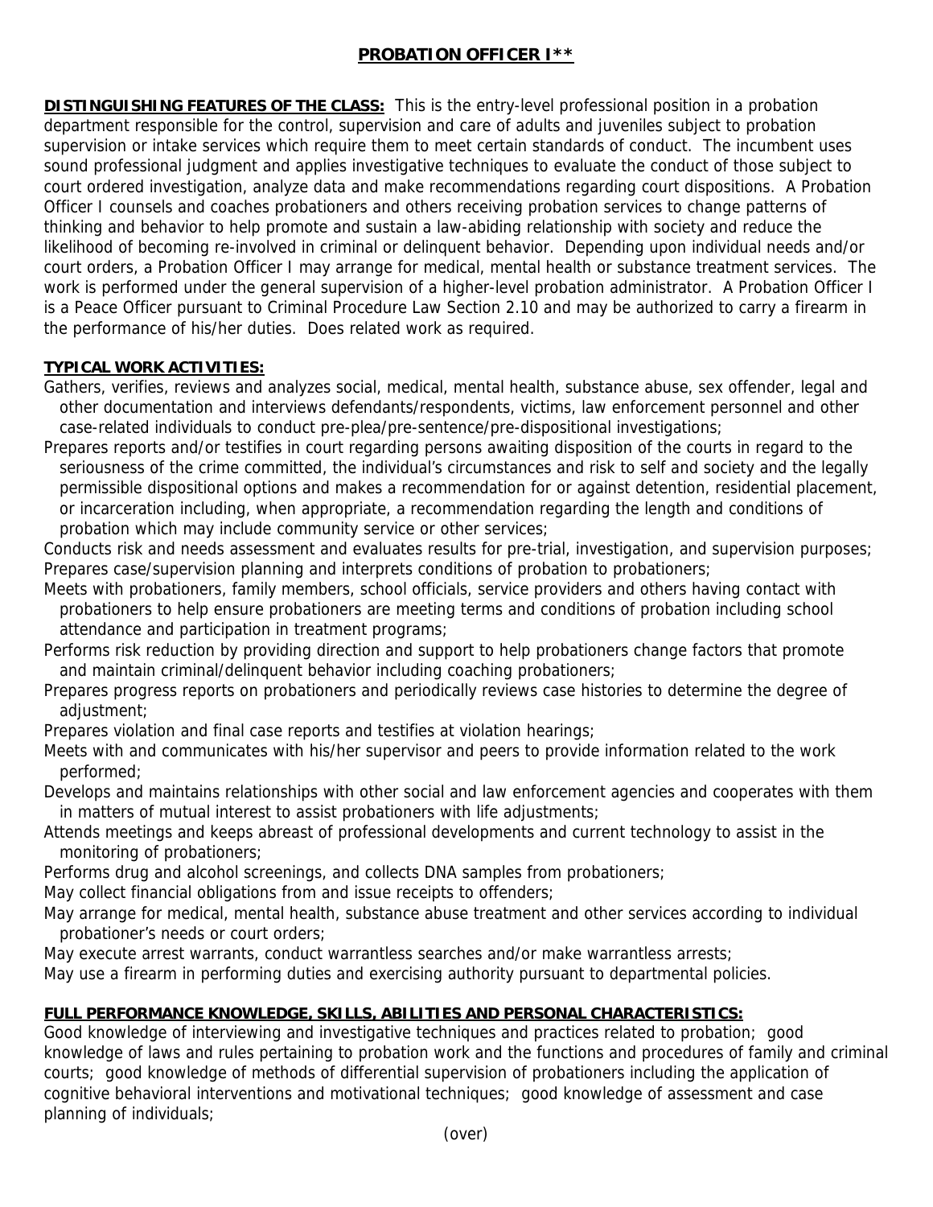# PROBATION OFFICER I**

**DISTINGUISHING FEATURES OF THE CLASS:** This is the entry-level professional position in a probation department responsible for the control, supervision and care of adults and juveniles subject to probation supervision or intake services which require them to meet certain standards of conduct. The incumbent uses sound professional judgment and applies investigative techniques to evaluate the conduct of those subject to court ordered investigation, analyze data and make recommendations regarding court dispositions. A Probation Officer I counsels and coaches probationers and others receiving probation services to change patterns of thinking and behavior to help promote and sustain a law-abiding relationship with society and reduce the likelihood of becoming re-involved in criminal or delinquent behavior. Depending upon individual needs and/or court orders, a Probation Officer I may arrange for medical, mental health or substance treatment services. The work is performed under the general supervision of a higher-level probation administrator. A Probation Officer I is a Peace Officer pursuant to Criminal Procedure Law Section 2.10 and may be authorized to carry a firearm in the performance of his/her duties. Does related work as required.

**TYPICAL WORK ACTIVITIES:**

Gathers, verifies, reviews and analyzes social, medical, mental health, substance abuse, sex offender, legal and other documentation and interviews defendants/respondents, victims, law enforcement personnel and other case-related individuals to conduct pre-plea/pre-sentence/pre-dispositional investigations;

Prepares reports and/or testifies in court regarding persons awaiting disposition of the courts in regard to the seriousness of the crime committed, the individual's circumstances and risk to self and society and the legally permissible dispositional options and makes a recommendation for or against detention, residential placement, or incarceration including, when appropriate, a recommendation regarding the length and conditions of probation which may include community service or other services;

Conducts risk and needs assessment and evaluates results for pre-trial, investigation, and supervision purposes;

Prepares case/supervision planning and interprets conditions of probation to probationers;

Meets with probationers, family members, school officials, service providers and others having contact with probationers to help ensure probationers are meeting terms and conditions of probation including school attendance and participation in treatment programs;

Performs risk reduction by providing direction and support to help probationers change factors that promote and maintain criminal/delinquent behavior including coaching probationers;

Prepares progress reports on probationers and periodically reviews case histories to determine the degree of adjustment;

Prepares violation and final case reports and testifies at violation hearings;

Meets with and communicates with his/her supervisor and peers to provide information related to the work performed;

Develops and maintains relationships with other social and law enforcement agencies and cooperates with them in matters of mutual interest to assist probationers with life adjustments;

Attends meetings and keeps abreast of professional developments and current technology to assist in the monitoring of probationers;

Performs drug and alcohol screenings, and collects DNA samples from probationers;

May collect financial obligations from and issue receipts to offenders;

May arrange for medical, mental health, substance abuse treatment and other services according to individual probationer's needs or court orders;

May execute arrest warrants, conduct warrantless searches and/or make warrantless arrests;

May use a firearm in performing duties and exercising authority pursuant to departmental policies.

**FULL PERFORMANCE KNOWLEDGE, SKILLS, ABILITIES AND PERSONAL CHARACTERISTICS:**

Good knowledge of interviewing and investigative techniques and practices related to probation; good knowledge of laws and rules pertaining to probation work and the functions and procedures of family and criminal courts; good knowledge of methods of differential supervision of probationers including the application of cognitive behavioral interventions and motivational techniques; good knowledge of assessment and case planning of individuals;

(over)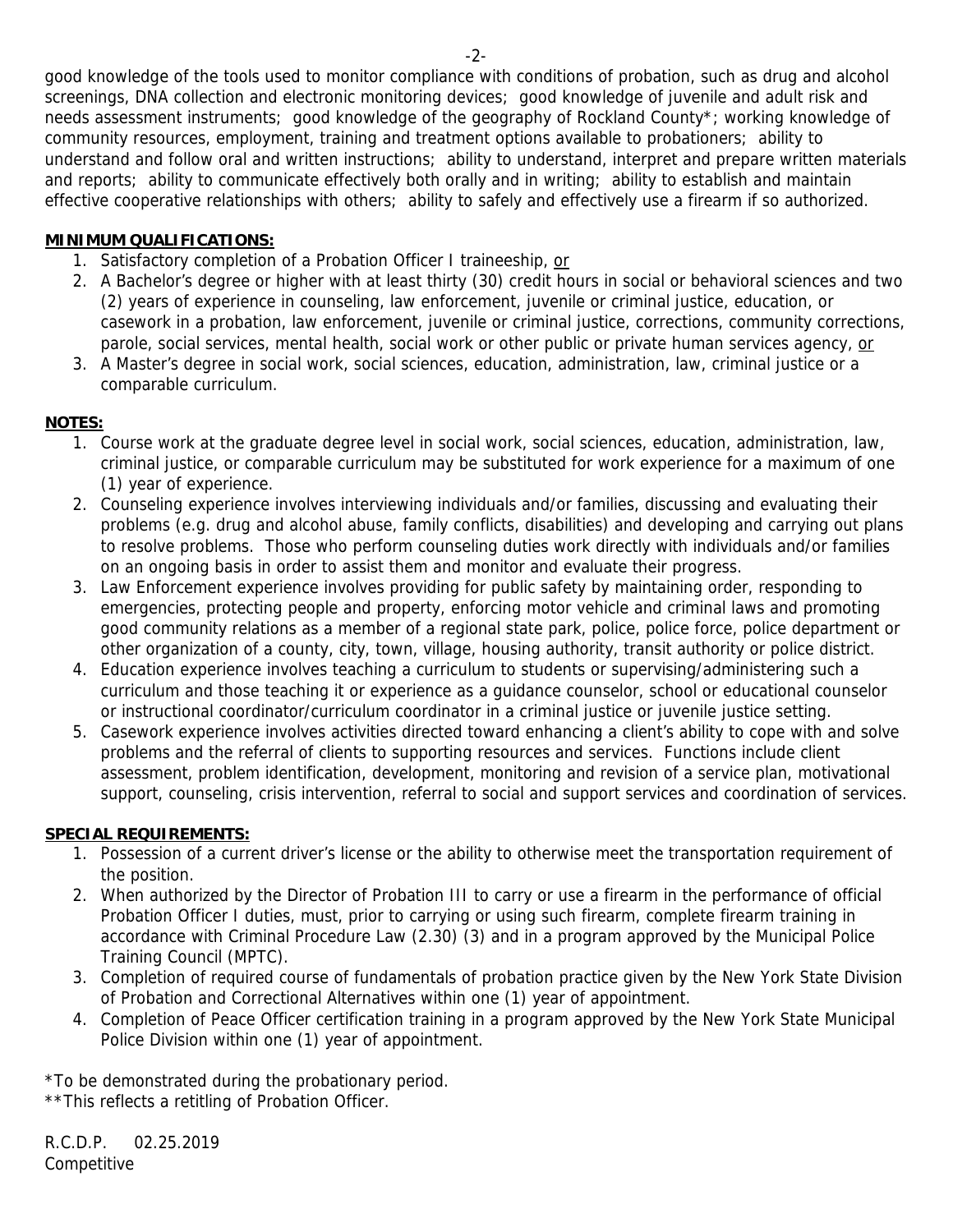good knowledge of the tools used to monitor compliance with conditions of probation, such as drug and alcohol screenings, DNA collection and electronic monitoring devices; good knowledge of juvenile and adult risk and needs assessment instruments; good knowledge of the geography of Rockland County*; working knowledge of community resources, employment, training and treatment options available to probationers; ability to understand and follow oral and written instructions; ability to understand, interpret and prepare written materials and reports; ability to communicate effectively both orally and in writing; ability to establish and maintain effective cooperative relationships with others; ability to safely and effectively use a firearm if so authorized.

**MINIMUM QUALIFICATIONS:**

1. Satisfactory completion of a Probation Officer I traineeship, or
2. A Bachelor's degree or higher with at least thirty (30) credit hours in social or behavioral sciences and two (2) years of experience in counseling, law enforcement, juvenile or criminal justice, education, or casework in a probation, law enforcement, juvenile or criminal justice, corrections, community corrections, parole, social services, mental health, social work or other public or private human services agency, or
3. A Master's degree in social work, social sciences, education, administration, law, criminal justice or a comparable curriculum.

**NOTES:**

1. Course work at the graduate degree level in social work, social sciences, education, administration, law, criminal justice, or comparable curriculum may be substituted for work experience for a maximum of one (1) year of experience.
2. Counseling experience involves interviewing individuals and/or families, discussing and evaluating their problems (e.g. drug and alcohol abuse, family conflicts, disabilities) and developing and carrying out plans to resolve problems. Those who perform counseling duties work directly with individuals and/or families on an ongoing basis in order to assist them and monitor and evaluate their progress.
3. Law Enforcement experience involves providing for public safety by maintaining order, responding to emergencies, protecting people and property, enforcing motor vehicle and criminal laws and promoting good community relations as a member of a regional state park, police, police force, police department or other organization of a county, city, town, village, housing authority, transit authority or police district.
4. Education experience involves teaching a curriculum to students or supervising/administering such a curriculum and those teaching it or experience as a guidance counselor, school or educational counselor or instructional coordinator/curriculum coordinator in a criminal justice or juvenile justice setting.
5. Casework experience involves activities directed toward enhancing a client's ability to cope with and solve problems and the referral of clients to supporting resources and services. Functions include client assessment, problem identification, development, monitoring and revision of a service plan, motivational support, counseling, crisis intervention, referral to social and support services and coordination of services.

**SPECIAL REQUIREMENTS:**

1. Possession of a current driver's license or the ability to otherwise meet the transportation requirement of the position.
2. When authorized by the Director of Probation III to carry or use a firearm in the performance of official Probation Officer I duties, must, prior to carrying or using such firearm, complete firearm training in accordance with Criminal Procedure Law (2.30) (3) and in a program approved by the Municipal Police Training Council (MPTC).
3. Completion of required course of fundamentals of probation practice given by the New York State Division of Probation and Correctional Alternatives within one (1) year of appointment.
4. Completion of Peace Officer certification training in a program approved by the New York State Municipal Police Division within one (1) year of appointment.

*To be demonstrated during the probationary period.
**This reflects a retitling of Probation Officer.

R.C.D.P. 02.25.2019
Competitive